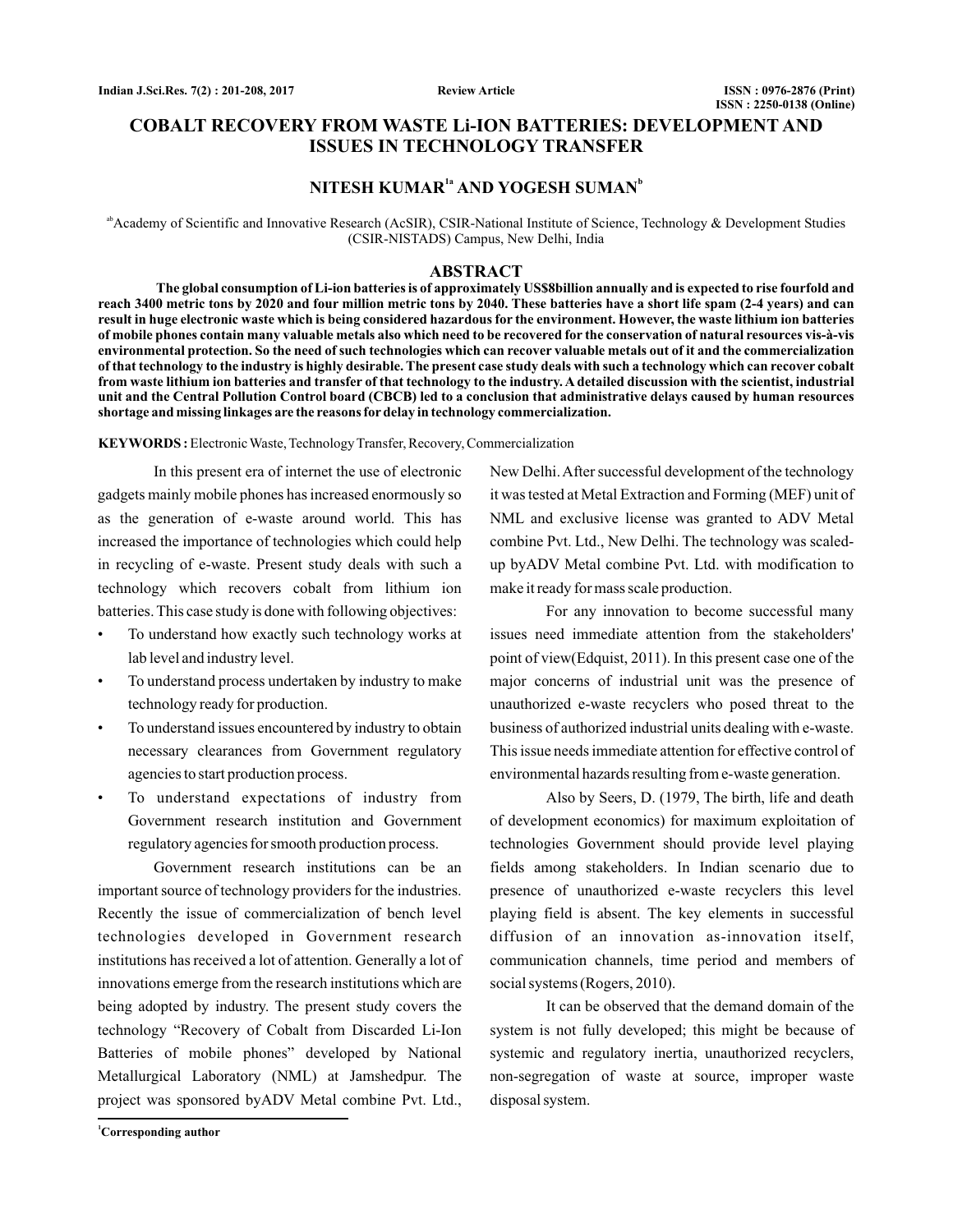# COBALT RECOVERY FROM WASTE Li-ION BATTERIES: DEVELOPMENT AND ISSUES IN TECHNOLOGY TRANSFER

## NITESH KUMAR[1a] AND YOGESH SUMAN[b]

[ab]Academy of Scientific and Innovative Research (AcSIR), CSIR-National Institute of Science, Technology & Development Studies (CSIR-NISTADS) Campus, New Delhi, India

## ABSTRACT

**The global consumption of Li-ion batteries is of approximately US$8billion annually and is expected to rise fourfold and reach 3400 metric tons by 2020 and four million metric tons by 2040. These batteries have a short life spam (2-4 years) and can result in huge electronic waste which is being considered hazardous for the environment. However, the waste lithium ion batteries of mobile phones contain many valuable metals also which need to be recovered for the conservation of natural resources vis-à-vis environmental protection. So the need of such technologies which can recover valuable metals out of it and the commercialization of that technology to the industry is highly desirable. The present case study deals with such a technology which can recover cobalt from waste lithium ion batteries and transfer of that technology to the industry. A detailed discussion with the scientist, industrial unit and the Central Pollution Control board (CBCB) led to a conclusion that administrative delays caused by human resources shortage and missing linkages are the reasons for delay in technology commercialization.**

**KEYWORDS :** Electronic Waste, Technology Transfer, Recovery, Commercialization

In this present era of internet the use of electronic gadgets mainly mobile phones has increased enormously so as the generation of e-waste around world. This has increased the importance of technologies which could help in recycling of e-waste. Present study deals with such a technology which recovers cobalt from lithium ion batteries. This case study is done with following objectives:

- To understand how exactly such technology works at lab level and industry level.
- To understand process undertaken by industry to make technology ready for production.
- To understand issues encountered by industry to obtain necessary clearances from Government regulatory agencies to start production process.
- To understand expectations of industry from Government research institution and Government regulatory agencies for smooth production process.

Government research institutions can be an important source of technology providers for the industries. Recently the issue of commercialization of bench level technologies developed in Government research institutions has received a lot of attention. Generally a lot of innovations emerge from the research institutions which are being adopted by industry. The present study covers the technology "Recovery of Cobalt from Discarded Li-Ion Batteries of mobile phones" developed by National Metallurgical Laboratory (NML) at Jamshedpur. The project was sponsored byADV Metal combine Pvt. Ltd., New Delhi. After successful development of the technology it was tested at Metal Extraction and Forming (MEF) unit of NML and exclusive license was granted to ADV Metal combine Pvt. Ltd., New Delhi. The technology was scaled-up byADV Metal combine Pvt. Ltd. with modification to make it ready for mass scale production.

For any innovation to become successful many issues need immediate attention from the stakeholders' point of view(Edquist, 2011). In this present case one of the major concerns of industrial unit was the presence of unauthorized e-waste recyclers who posed threat to the business of authorized industrial units dealing with e-waste. This issue needs immediate attention for effective control of environmental hazards resulting from e-waste generation.

Also by Seers, D. (1979, The birth, life and death of development economics) for maximum exploitation of technologies Government should provide level playing fields among stakeholders. In Indian scenario due to presence of unauthorized e-waste recyclers this level playing field is absent. The key elements in successful diffusion of an innovation as-innovation itself, communication channels, time period and members of social systems (Rogers, 2010).

It can be observed that the demand domain of the system is not fully developed; this might be because of systemic and regulatory inertia, unauthorized recyclers, non-segregation of waste at source, improper waste disposal system.

[1]**Corresponding author**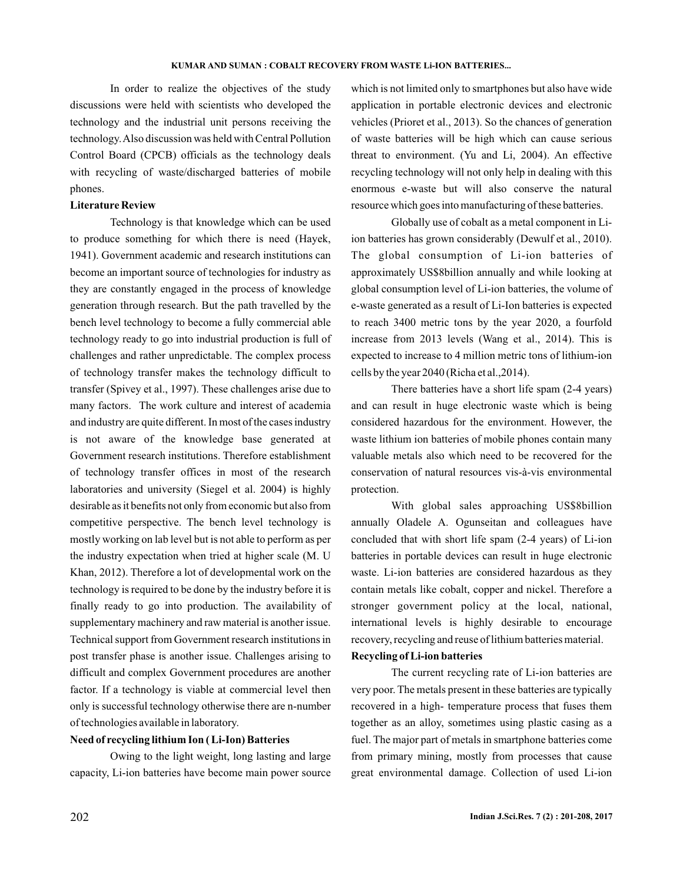In order to realize the objectives of the study discussions were held with scientists who developed the technology and the industrial unit persons receiving the technology. Also discussion was held with Central Pollution Control Board (CPCB) officials as the technology deals with recycling of waste/discharged batteries of mobile phones.

**Literature Review**

Technology is that knowledge which can be used to produce something for which there is need (Hayek, 1941). Government academic and research institutions can become an important source of technologies for industry as they are constantly engaged in the process of knowledge generation through research. But the path travelled by the bench level technology to become a fully commercial able technology ready to go into industrial production is full of challenges and rather unpredictable. The complex process of technology transfer makes the technology difficult to transfer (Spivey et al., 1997). These challenges arise due to many factors. The work culture and interest of academia and industry are quite different. In most of the cases industry is not aware of the knowledge base generated at Government research institutions. Therefore establishment of technology transfer offices in most of the research laboratories and university (Siegel et al. 2004) is highly desirable as it benefits not only from economic but also from competitive perspective. The bench level technology is mostly working on lab level but is not able to perform as per the industry expectation when tried at higher scale (M. U Khan, 2012). Therefore a lot of developmental work on the technology is required to be done by the industry before it is finally ready to go into production. The availability of supplementary machinery and raw material is another issue. Technical support from Government research institutions in post transfer phase is another issue. Challenges arising to difficult and complex Government procedures are another factor. If a technology is viable at commercial level then only is successful technology otherwise there are n-number of technologies available in laboratory.

**Need of recycling lithium Ion ( Li-Ion) Batteries**

Owing to the light weight, long lasting and large capacity, Li-ion batteries have become main power source which is not limited only to smartphones but also have wide application in portable electronic devices and electronic vehicles (Prioret et al., 2013). So the chances of generation of waste batteries will be high which can cause serious threat to environment. (Yu and Li, 2004). An effective recycling technology will not only help in dealing with this enormous e-waste but will also conserve the natural resource which goes into manufacturing of these batteries.

Globally use of cobalt as a metal component in Li-ion batteries has grown considerably (Dewulf et al., 2010). The global consumption of Li-ion batteries of approximately US$8billion annually and while looking at global consumption level of Li-ion batteries, the volume of e-waste generated as a result of Li-Ion batteries is expected to reach 3400 metric tons by the year 2020, a fourfold increase from 2013 levels (Wang et al., 2014). This is expected to increase to 4 million metric tons of lithium-ion cells by the year 2040 (Richa et al.,2014).

There batteries have a short life spam (2-4 years) and can result in huge electronic waste which is being considered hazardous for the environment. However, the waste lithium ion batteries of mobile phones contain many valuable metals also which need to be recovered for the conservation of natural resources vis-à-vis environmental protection.

With global sales approaching US$8billion annually Oladele A. Ogunseitan and colleagues have concluded that with short life spam (2-4 years) of Li-ion batteries in portable devices can result in huge electronic waste. Li-ion batteries are considered hazardous as they contain metals like cobalt, copper and nickel. Therefore a stronger government policy at the local, national, international levels is highly desirable to encourage recovery, recycling and reuse of lithium batteries material.

**Recycling of Li-ion batteries**

The current recycling rate of Li-ion batteries are very poor. The metals present in these batteries are typically recovered in a high- temperature process that fuses them together as an alloy, sometimes using plastic casing as a fuel. The major part of metals in smartphone batteries come from primary mining, mostly from processes that cause great environmental damage. Collection of used Li-ion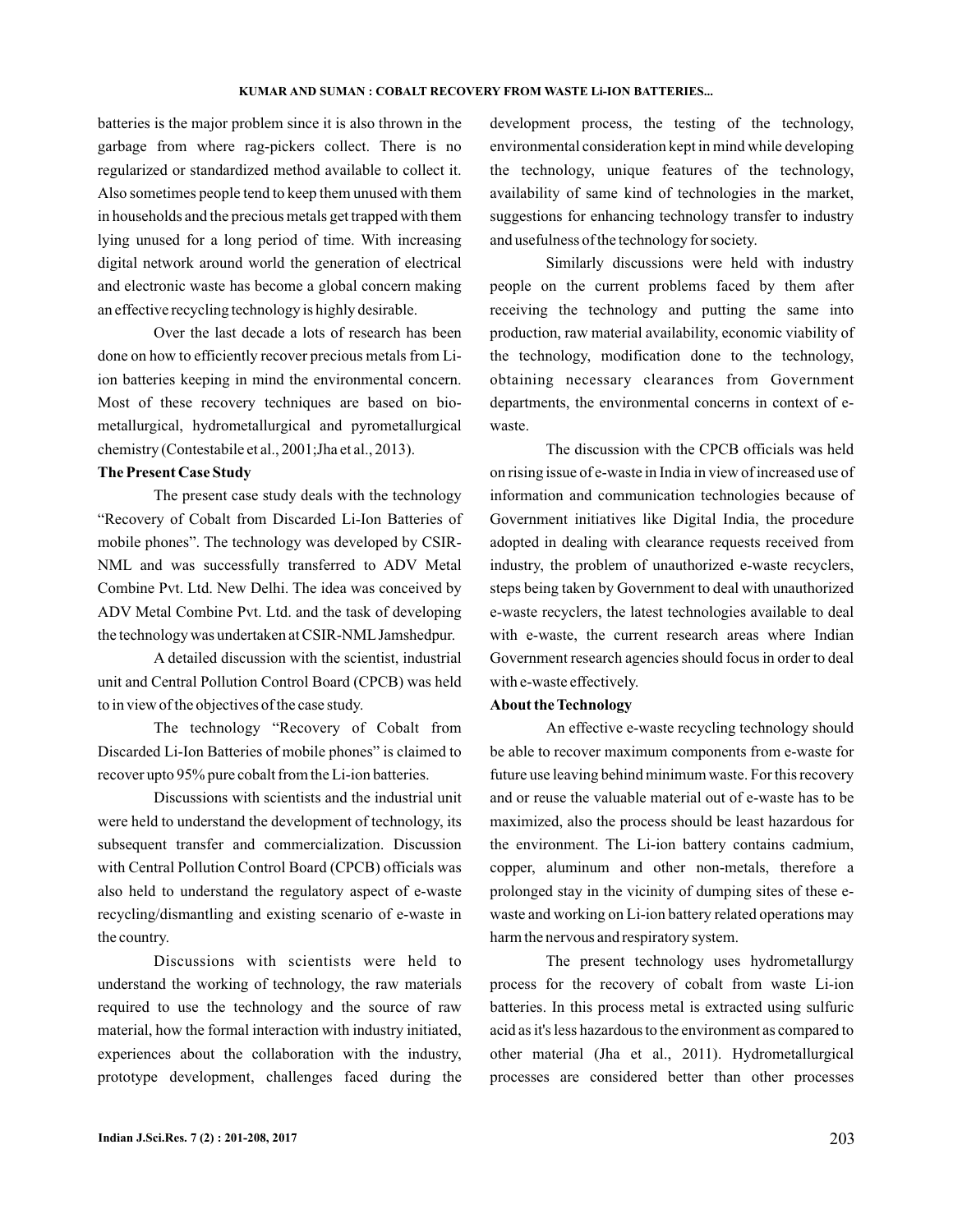batteries is the major problem since it is also thrown in the garbage from where rag-pickers collect. There is no regularized or standardized method available to collect it. Also sometimes people tend to keep them unused with them in households and the precious metals get trapped with them lying unused for a long period of time. With increasing digital network around world the generation of electrical and electronic waste has become a global concern making an effective recycling technology is highly desirable.

Over the last decade a lots of research has been done on how to efficiently recover precious metals from Li-ion batteries keeping in mind the environmental concern. Most of these recovery techniques are based on bio-metallurgical, hydrometallurgical and pyrometallurgical chemistry (Contestabile et al., 2001;Jha et al., 2013).

**The Present Case Study**

The present case study deals with the technology "Recovery of Cobalt from Discarded Li-Ion Batteries of mobile phones". The technology was developed by CSIR-NML and was successfully transferred to ADV Metal Combine Pvt. Ltd. New Delhi. The idea was conceived by ADV Metal Combine Pvt. Ltd. and the task of developing the technology was undertaken at CSIR-NML Jamshedpur.

A detailed discussion with the scientist, industrial unit and Central Pollution Control Board (CPCB) was held to in view of the objectives of the case study.

The technology "Recovery of Cobalt from Discarded Li-Ion Batteries of mobile phones" is claimed to recover upto 95% pure cobalt from the Li-ion batteries.

Discussions with scientists and the industrial unit were held to understand the development of technology, its subsequent transfer and commercialization. Discussion with Central Pollution Control Board (CPCB) officials was also held to understand the regulatory aspect of e-waste recycling/dismantling and existing scenario of e-waste in the country.

Discussions with scientists were held to understand the working of technology, the raw materials required to use the technology and the source of raw material, how the formal interaction with industry initiated, experiences about the collaboration with the industry, prototype development, challenges faced during the development process, the testing of the technology, environmental consideration kept in mind while developing the technology, unique features of the technology, availability of same kind of technologies in the market, suggestions for enhancing technology transfer to industry and usefulness of the technology for society.

Similarly discussions were held with industry people on the current problems faced by them after receiving the technology and putting the same into production, raw material availability, economic viability of the technology, modification done to the technology, obtaining necessary clearances from Government departments, the environmental concerns in context of e-waste.

The discussion with the CPCB officials was held on rising issue of e-waste in India in view of increased use of information and communication technologies because of Government initiatives like Digital India, the procedure adopted in dealing with clearance requests received from industry, the problem of unauthorized e-waste recyclers, steps being taken by Government to deal with unauthorized e-waste recyclers, the latest technologies available to deal with e-waste, the current research areas where Indian Government research agencies should focus in order to deal with e-waste effectively.

**About the Technology**

An effective e-waste recycling technology should be able to recover maximum components from e-waste for future use leaving behind minimum waste. For this recovery and or reuse the valuable material out of e-waste has to be maximized, also the process should be least hazardous for the environment. The Li-ion battery contains cadmium, copper, aluminum and other non-metals, therefore a prolonged stay in the vicinity of dumping sites of these e-waste and working on Li-ion battery related operations may harm the nervous and respiratory system.

The present technology uses hydrometallurgy process for the recovery of cobalt from waste Li-ion batteries. In this process metal is extracted using sulfuric acid as it's less hazardous to the environment as compared to other material (Jha et al., 2011). Hydrometallurgical processes are considered better than other processes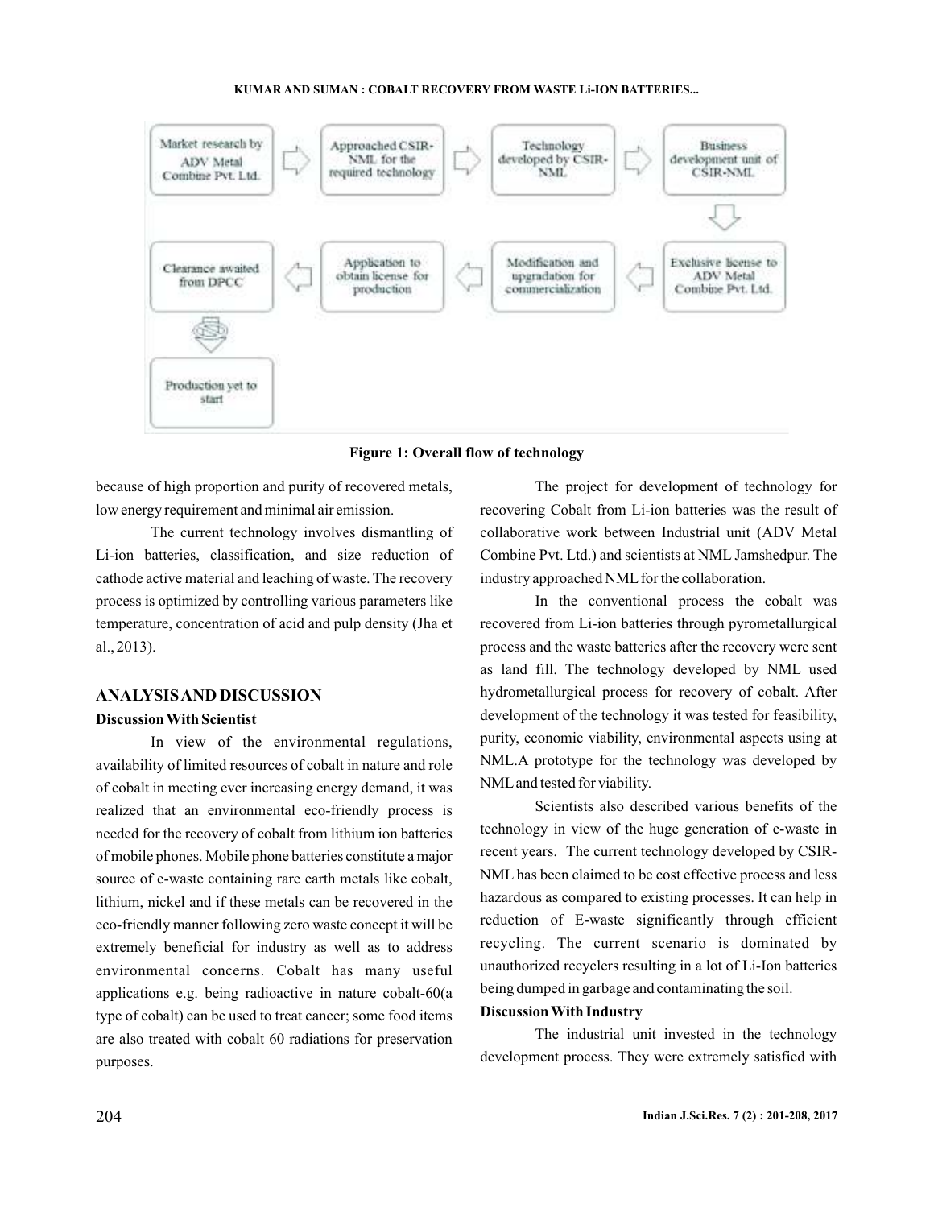Market research by ADV Metal Combine Pvt. Ltd. → Approached CSIR-NML for the required technology → Technology developed by CSIR-NML → Business development unit of CSIR-NML → Exclusive license to ADV Metal Combine Pvt. Ltd. → Modification and upgradation for commercialization → Application to obtain license for production → Clearance awaited from DPCC → Production yet to start

**Figure 1: Overall flow of technology**

because of high proportion and purity of recovered metals, low energy requirement and minimal air emission.

The current technology involves dismantling of Li-ion batteries, classification, and size reduction of cathode active material and leaching of waste. The recovery process is optimized by controlling various parameters like temperature, concentration of acid and pulp density (Jha et al., 2013).

## ANALYSIS AND DISCUSSION

### Discussion With Scientist

In view of the environmental regulations, availability of limited resources of cobalt in nature and role of cobalt in meeting ever increasing energy demand, it was realized that an environmental eco-friendly process is needed for the recovery of cobalt from lithium ion batteries of mobile phones. Mobile phone batteries constitute a major source of e-waste containing rare earth metals like cobalt, lithium, nickel and if these metals can be recovered in the eco-friendly manner following zero waste concept it will be extremely beneficial for industry as well as to address environmental concerns. Cobalt has many useful applications e.g. being radioactive in nature cobalt-60(a type of cobalt) can be used to treat cancer; some food items are also treated with cobalt 60 radiations for preservation purposes.

The project for development of technology for recovering Cobalt from Li-ion batteries was the result of collaborative work between Industrial unit (ADV Metal Combine Pvt. Ltd.) and scientists at NML Jamshedpur. The industry approached NML for the collaboration.

In the conventional process the cobalt was recovered from Li-ion batteries through pyrometallurgical process and the waste batteries after the recovery were sent as land fill. The technology developed by NML used hydrometallurgical process for recovery of cobalt. After development of the technology it was tested for feasibility, purity, economic viability, environmental aspects using at NML.A prototype for the technology was developed by NML and tested for viability.

Scientists also described various benefits of the technology in view of the huge generation of e-waste in recent years. The current technology developed by CSIR-NML has been claimed to be cost effective process and less hazardous as compared to existing processes. It can help in reduction of E-waste significantly through efficient recycling. The current scenario is dominated by unauthorized recyclers resulting in a lot of Li-Ion batteries being dumped in garbage and contaminating the soil.

### Discussion With Industry

The industrial unit invested in the technology development process. They were extremely satisfied with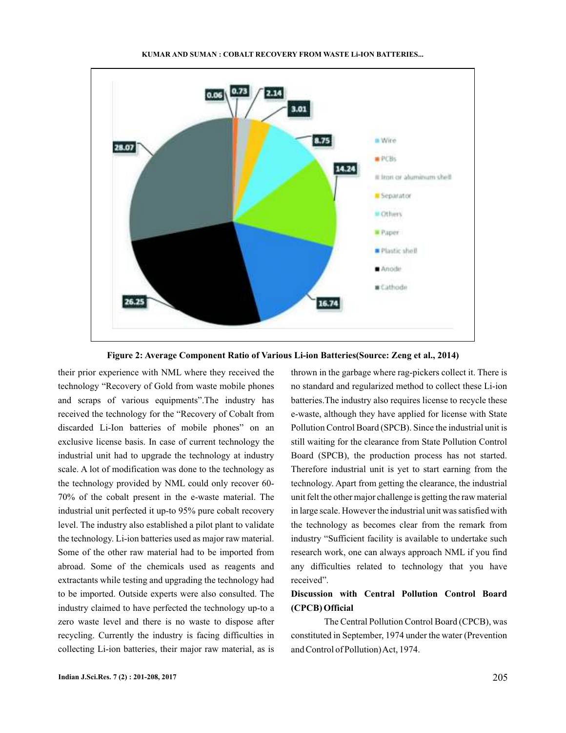Figure 2: Average Component Ratio of Various Li-ion Batteries(Source: Zeng et al., 2014)

their prior experience with NML where they received the technology "Recovery of Gold from waste mobile phones and scraps of various equipments".The industry has received the technology for the "Recovery of Cobalt from discarded Li-Ion batteries of mobile phones" on an exclusive license basis. In case of current technology the industrial unit had to upgrade the technology at industry scale. A lot of modification was done to the technology as the technology provided by NML could only recover 60-70% of the cobalt present in the e-waste material. The industrial unit perfected it up-to 95% pure cobalt recovery level. The industry also established a pilot plant to validate the technology. Li-ion batteries used as major raw material. Some of the other raw material had to be imported from abroad. Some of the chemicals used as reagents and extractants while testing and upgrading the technology had to be imported. Outside experts were also consulted. The industry claimed to have perfected the technology up-to a zero waste level and there is no waste to dispose after recycling. Currently the industry is facing difficulties in collecting Li-ion batteries, their major raw material, as is thrown in the garbage where rag-pickers collect it. There is no standard and regularized method to collect these Li-ion batteries.The industry also requires license to recycle these e-waste, although they have applied for license with State Pollution Control Board (SPCB). Since the industrial unit is still waiting for the clearance from State Pollution Control Board (SPCB), the production process has not started. Therefore industrial unit is yet to start earning from the technology. Apart from getting the clearance, the industrial unit felt the other major challenge is getting the raw material in large scale. However the industrial unit was satisfied with the technology as becomes clear from the remark from industry "Sufficient facility is available to undertake such research work, one can always approach NML if you find any difficulties related to technology that you have received".

**Discussion with Central Pollution Control Board (CPCB) Official**

The Central Pollution Control Board (CPCB), was constituted in September, 1974 under the water (Prevention and Control of Pollution) Act, 1974.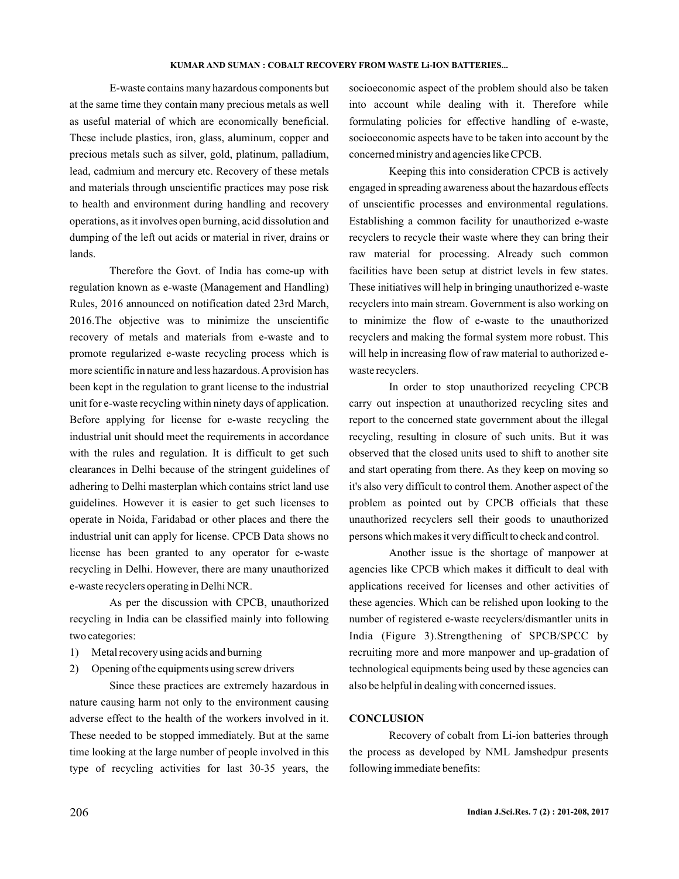E-waste contains many hazardous components but at the same time they contain many precious metals as well as useful material of which are economically beneficial. These include plastics, iron, glass, aluminum, copper and precious metals such as silver, gold, platinum, palladium, lead, cadmium and mercury etc. Recovery of these metals and materials through unscientific practices may pose risk to health and environment during handling and recovery operations, as it involves open burning, acid dissolution and dumping of the left out acids or material in river, drains or lands.

Therefore the Govt. of India has come-up with regulation known as e-waste (Management and Handling) Rules, 2016 announced on notification dated 23rd March, 2016.The objective was to minimize the unscientific recovery of metals and materials from e-waste and to promote regularized e-waste recycling process which is more scientific in nature and less hazardous. A provision has been kept in the regulation to grant license to the industrial unit for e-waste recycling within ninety days of application. Before applying for license for e-waste recycling the industrial unit should meet the requirements in accordance with the rules and regulation. It is difficult to get such clearances in Delhi because of the stringent guidelines of adhering to Delhi masterplan which contains strict land use guidelines. However it is easier to get such licenses to operate in Noida, Faridabad or other places and there the industrial unit can apply for license. CPCB Data shows no license has been granted to any operator for e-waste recycling in Delhi. However, there are many unauthorized e-waste recyclers operating in Delhi NCR.

As per the discussion with CPCB, unauthorized recycling in India can be classified mainly into following two categories:

1) Metal recovery using acids and burning
2) Opening of the equipments using screw drivers

Since these practices are extremely hazardous in nature causing harm not only to the environment causing adverse effect to the health of the workers involved in it. These needed to be stopped immediately. But at the same time looking at the large number of people involved in this type of recycling activities for last 30-35 years, the socioeconomic aspect of the problem should also be taken into account while dealing with it. Therefore while formulating policies for effective handling of e-waste, socioeconomic aspects have to be taken into account by the concerned ministry and agencies like CPCB.

Keeping this into consideration CPCB is actively engaged in spreading awareness about the hazardous effects of unscientific processes and environmental regulations. Establishing a common facility for unauthorized e-waste recyclers to recycle their waste where they can bring their raw material for processing. Already such common facilities have been setup at district levels in few states. These initiatives will help in bringing unauthorized e-waste recyclers into main stream. Government is also working on to minimize the flow of e-waste to the unauthorized recyclers and making the formal system more robust. This will help in increasing flow of raw material to authorized e-waste recyclers.

In order to stop unauthorized recycling CPCB carry out inspection at unauthorized recycling sites and report to the concerned state government about the illegal recycling, resulting in closure of such units. But it was observed that the closed units used to shift to another site and start operating from there. As they keep on moving so it's also very difficult to control them. Another aspect of the problem as pointed out by CPCB officials that these unauthorized recyclers sell their goods to unauthorized persons which makes it very difficult to check and control.

Another issue is the shortage of manpower at agencies like CPCB which makes it difficult to deal with applications received for licenses and other activities of these agencies. Which can be relished upon looking to the number of registered e-waste recyclers/dismantler units in India (Figure 3).Strengthening of SPCB/SPCC by recruiting more and more manpower and up-gradation of technological equipments being used by these agencies can also be helpful in dealing with concerned issues.

## CONCLUSION

Recovery of cobalt from Li-ion batteries through the process as developed by NML Jamshedpur presents following immediate benefits: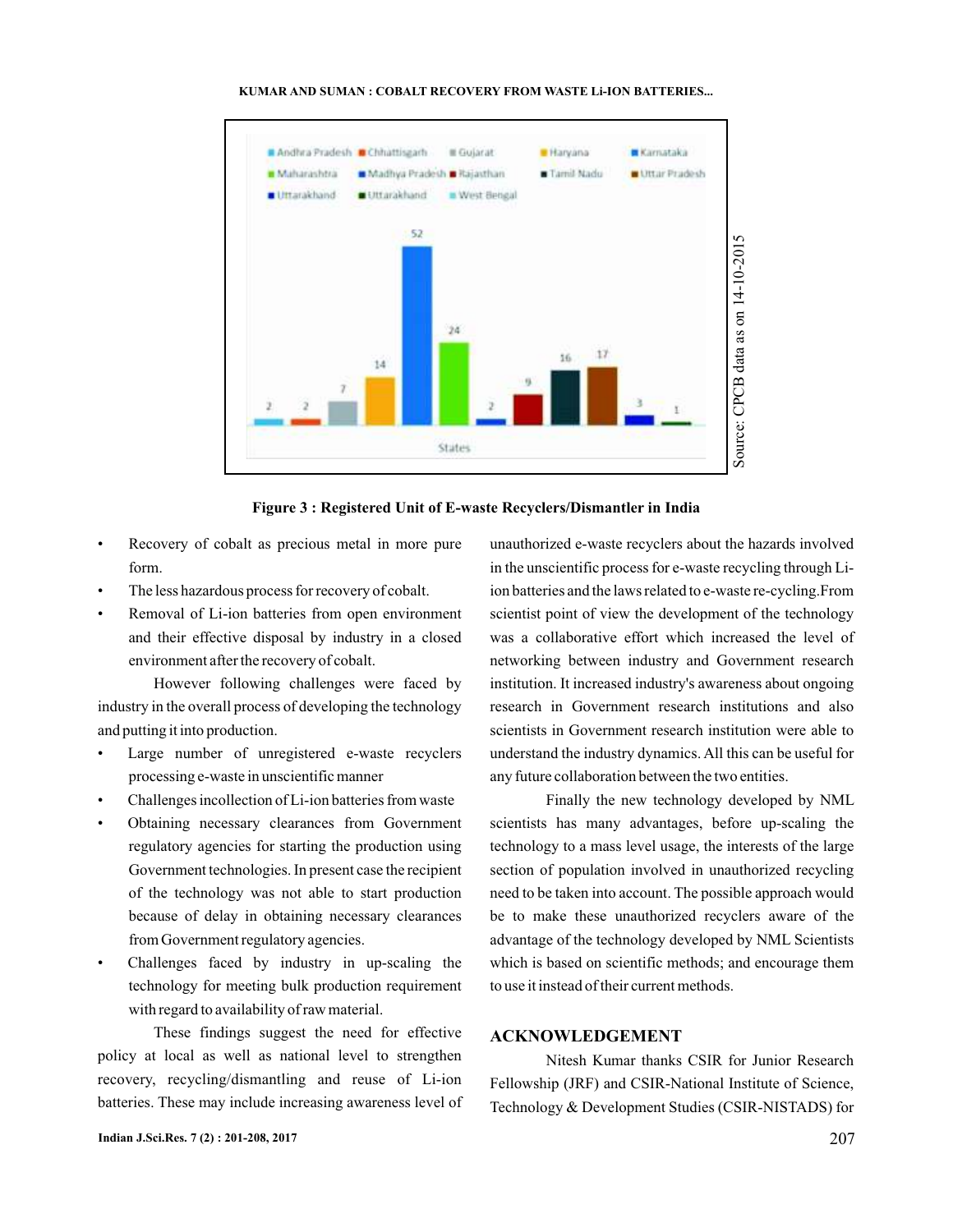Figure 3 : Registered Unit of E-waste Recyclers/Dismantler in India

- Recovery of cobalt as precious metal in more pure form.
- The less hazardous process for recovery of cobalt.
- Removal of Li-ion batteries from open environment and their effective disposal by industry in a closed environment after the recovery of cobalt.

However following challenges were faced by industry in the overall process of developing the technology and putting it into production.

- Large number of unregistered e-waste recyclers processing e-waste in unscientific manner
- Challenges incollection of Li-ion batteries from waste
- Obtaining necessary clearances from Government regulatory agencies for starting the production using Government technologies. In present case the recipient of the technology was not able to start production because of delay in obtaining necessary clearances from Government regulatory agencies.
- Challenges faced by industry in up-scaling the technology for meeting bulk production requirement with regard to availability of raw material.

These findings suggest the need for effective policy at local as well as national level to strengthen recovery, recycling/dismantling and reuse of Li-ion batteries. These may include increasing awareness level of unauthorized e-waste recyclers about the hazards involved in the unscientific process for e-waste recycling through Li-ion batteries and the laws related to e-waste re-cycling.From scientist point of view the development of the technology was a collaborative effort which increased the level of networking between industry and Government research institution. It increased industry's awareness about ongoing research in Government research institutions and also scientists in Government research institution were able to understand the industry dynamics. All this can be useful for any future collaboration between the two entities.

Finally the new technology developed by NML scientists has many advantages, before up-scaling the technology to a mass level usage, the interests of the large section of population involved in unauthorized recycling need to be taken into account. The possible approach would be to make these unauthorized recyclers aware of the advantage of the technology developed by NML Scientists which is based on scientific methods; and encourage them to use it instead of their current methods.

## ACKNOWLEDGEMENT

Nitesh Kumar thanks CSIR for Junior Research Fellowship (JRF) and CSIR-National Institute of Science, Technology & Development Studies (CSIR-NISTADS) for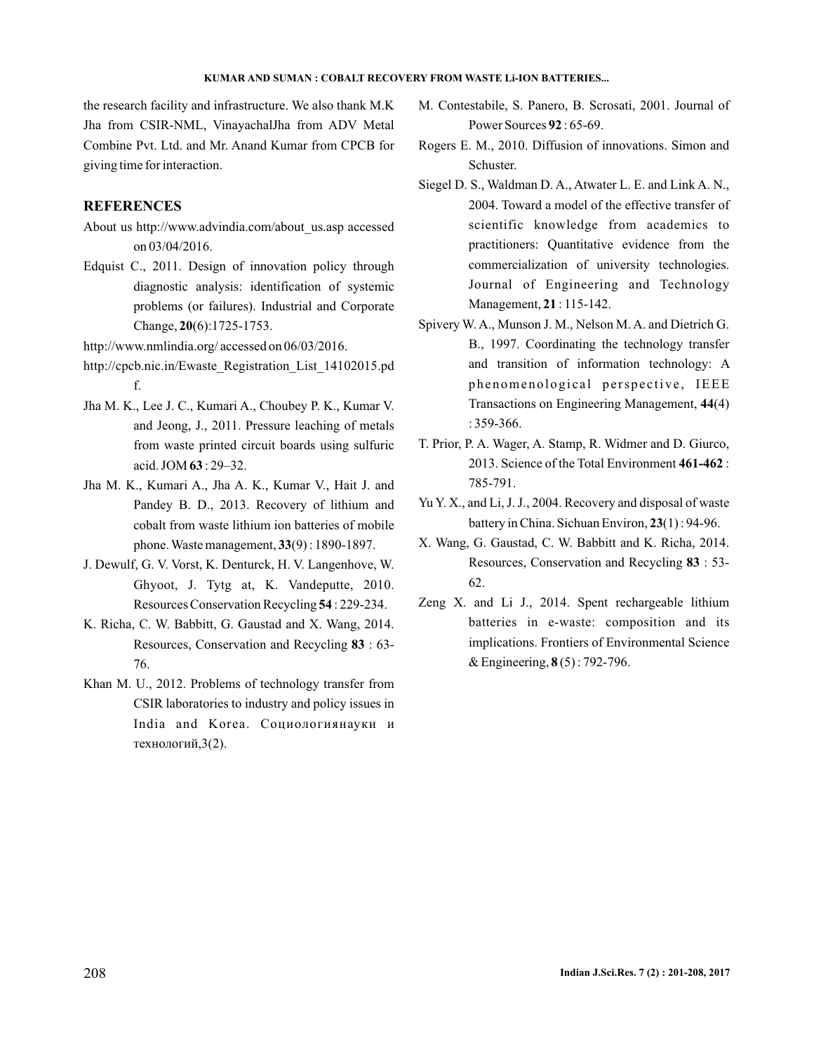the research facility and infrastructure. We also thank M.K Jha from CSIR-NML, VinayachalJha from ADV Metal Combine Pvt. Ltd. and Mr. Anand Kumar from CPCB for giving time for interaction.

## REFERENCES

About us http://www.advindia.com/about_us.asp accessed on 03/04/2016.

Edquist C., 2011. Design of innovation policy through diagnostic analysis: identification of systemic problems (or failures). Industrial and Corporate Change, **20**(6):1725-1753.

http://www.nmlindia.org/ accessed on 06/03/2016.

http://cpcb.nic.in/Ewaste_Registration_List_14102015.pdf.

Jha M. K., Lee J. C., Kumari A., Choubey P. K., Kumar V. and Jeong, J., 2011. Pressure leaching of metals from waste printed circuit boards using sulfuric acid. JOM **63** : 29–32.

Jha M. K., Kumari A., Jha A. K., Kumar V., Hait J. and Pandey B. D., 2013. Recovery of lithium and cobalt from waste lithium ion batteries of mobile phone. Waste management, **33**(9) : 1890-1897.

J. Dewulf, G. V. Vorst, K. Denturck, H. V. Langenhove, W. Ghyoot, J. Tytg at, K. Vandeputte, 2010. Resources Conservation Recycling **54** : 229-234.

K. Richa, C. W. Babbitt, G. Gaustad and X. Wang, 2014. Resources, Conservation and Recycling **83** : 63-76.

Khan M. U., 2012. Problems of technology transfer from CSIR laboratories to industry and policy issues in India and Korea. Социологиянауки и технологий,3(2).

M. Contestabile, S. Panero, B. Scrosati, 2001. Journal of Power Sources **92** : 65-69.

Rogers E. M., 2010. Diffusion of innovations. Simon and Schuster.

Siegel D. S., Waldman D. A., Atwater L. E. and Link A. N., 2004. Toward a model of the effective transfer of scientific knowledge from academics to practitioners: Quantitative evidence from the commercialization of university technologies. Journal of Engineering and Technology Management, **21** : 115-142.

Spivery W. A., Munson J. M., Nelson M. A. and Dietrich G. B., 1997. Coordinating the technology transfer and transition of information technology: A phenomenological perspective, IEEE Transactions on Engineering Management, **44**(4) : 359-366.

T. Prior, P. A. Wager, A. Stamp, R. Widmer and D. Giurco, 2013. Science of the Total Environment **461-462** : 785-791.

Yu Y. X., and Li, J. J., 2004. Recovery and disposal of waste battery in China. Sichuan Environ, **23**(1) : 94-96.

X. Wang, G. Gaustad, C. W. Babbitt and K. Richa, 2014. Resources, Conservation and Recycling **83** : 53-62.

Zeng X. and Li J., 2014. Spent rechargeable lithium batteries in e-waste: composition and its implications. Frontiers of Environmental Science & Engineering, **8** (5) : 792-796.